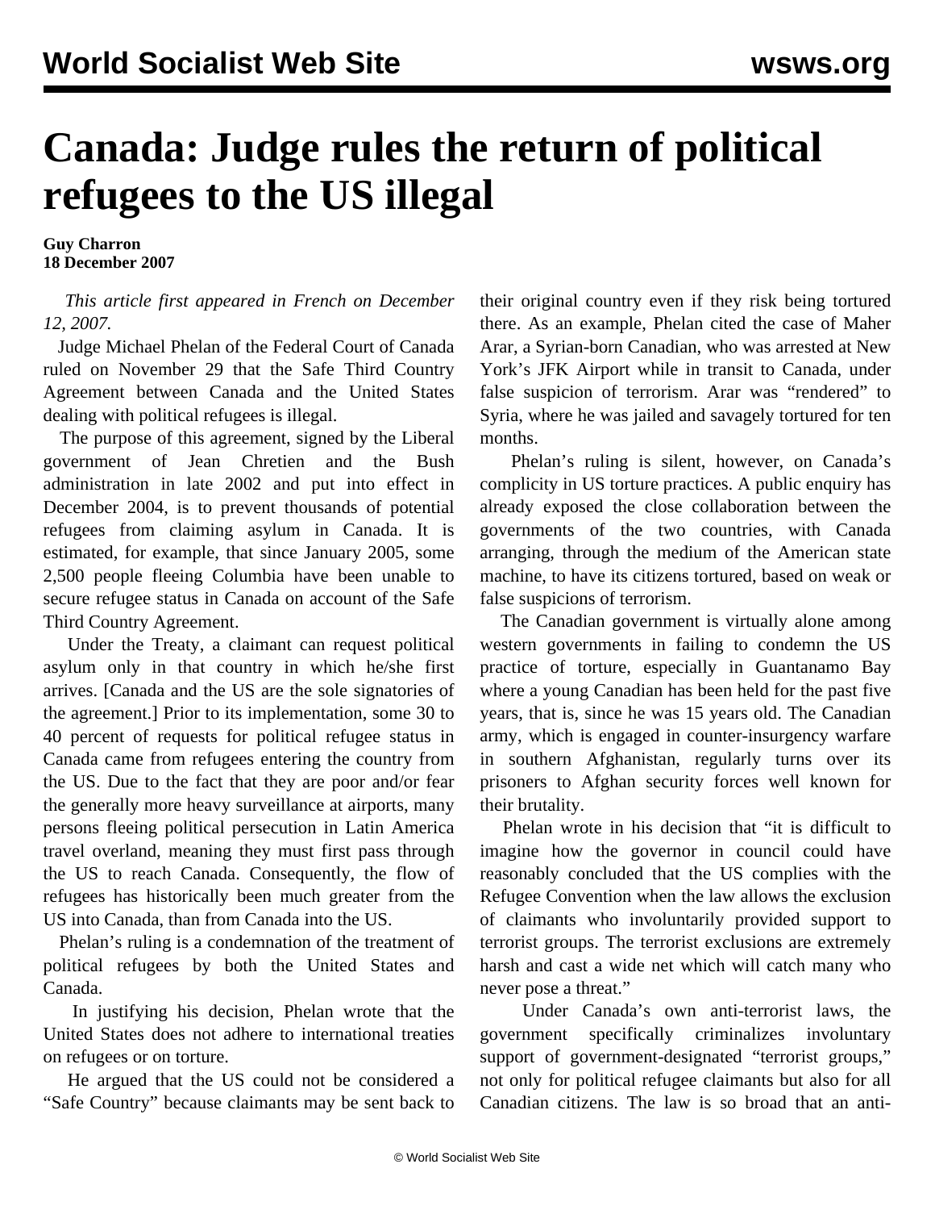# Canada: Judge rules the return of political refugees to the US illegal

**Guy Charron**
**18 December 2007**

*This article first appeared in French on December 12, 2007.*

Judge Michael Phelan of the Federal Court of Canada ruled on November 29 that the Safe Third Country Agreement between Canada and the United States dealing with political refugees is illegal.

The purpose of this agreement, signed by the Liberal government of Jean Chretien and the Bush administration in late 2002 and put into effect in December 2004, is to prevent thousands of potential refugees from claiming asylum in Canada. It is estimated, for example, that since January 2005, some 2,500 people fleeing Columbia have been unable to secure refugee status in Canada on account of the Safe Third Country Agreement.

Under the Treaty, a claimant can request political asylum only in that country in which he/she first arrives. [Canada and the US are the sole signatories of the agreement.] Prior to its implementation, some 30 to 40 percent of requests for political refugee status in Canada came from refugees entering the country from the US. Due to the fact that they are poor and/or fear the generally more heavy surveillance at airports, many persons fleeing political persecution in Latin America travel overland, meaning they must first pass through the US to reach Canada. Consequently, the flow of refugees has historically been much greater from the US into Canada, than from Canada into the US.

Phelan's ruling is a condemnation of the treatment of political refugees by both the United States and Canada.

In justifying his decision, Phelan wrote that the United States does not adhere to international treaties on refugees or on torture.

He argued that the US could not be considered a "Safe Country" because claimants may be sent back to their original country even if they risk being tortured there. As an example, Phelan cited the case of Maher Arar, a Syrian-born Canadian, who was arrested at New York's JFK Airport while in transit to Canada, under false suspicion of terrorism. Arar was "rendered" to Syria, where he was jailed and savagely tortured for ten months.

Phelan's ruling is silent, however, on Canada's complicity in US torture practices. A public enquiry has already exposed the close collaboration between the governments of the two countries, with Canada arranging, through the medium of the American state machine, to have its citizens tortured, based on weak or false suspicions of terrorism.

The Canadian government is virtually alone among western governments in failing to condemn the US practice of torture, especially in Guantanamo Bay where a young Canadian has been held for the past five years, that is, since he was 15 years old. The Canadian army, which is engaged in counter-insurgency warfare in southern Afghanistan, regularly turns over its prisoners to Afghan security forces well known for their brutality.

Phelan wrote in his decision that "it is difficult to imagine how the governor in council could have reasonably concluded that the US complies with the Refugee Convention when the law allows the exclusion of claimants who involuntarily provided support to terrorist groups. The terrorist exclusions are extremely harsh and cast a wide net which will catch many who never pose a threat."

Under Canada's own anti-terrorist laws, the government specifically criminalizes involuntary support of government-designated "terrorist groups," not only for political refugee claimants but also for all Canadian citizens. The law is so broad that an anti-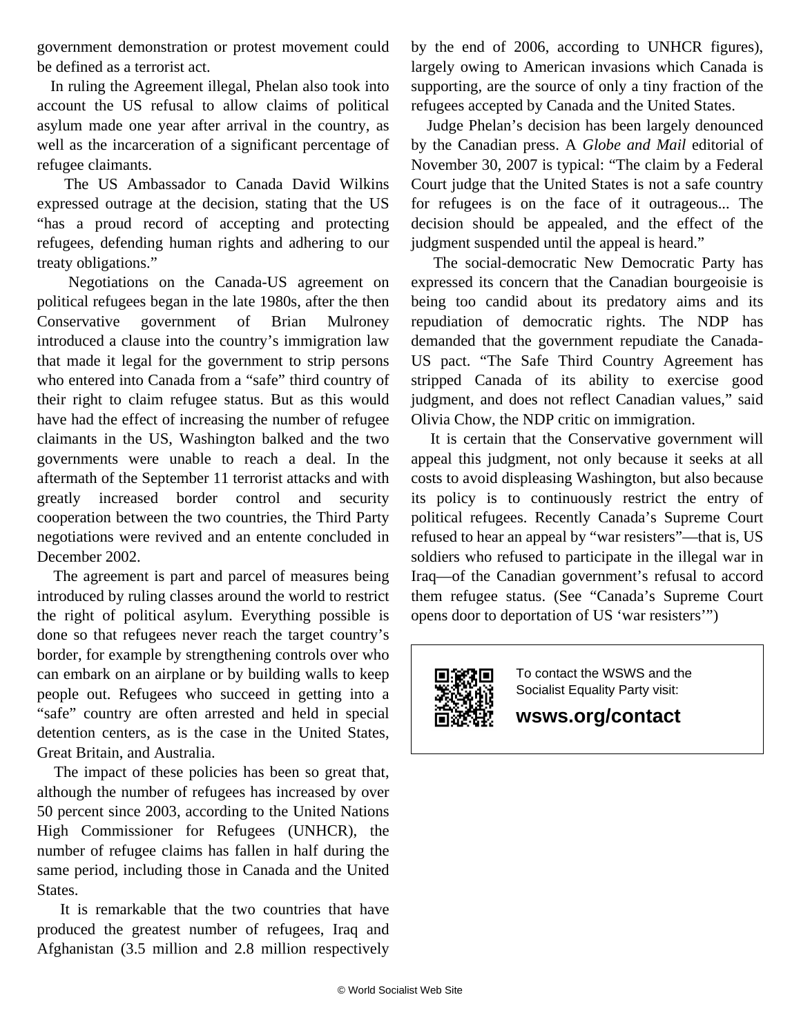government demonstration or protest movement could be defined as a terrorist act.

In ruling the Agreement illegal, Phelan also took into account the US refusal to allow claims of political asylum made one year after arrival in the country, as well as the incarceration of a significant percentage of refugee claimants.

The US Ambassador to Canada David Wilkins expressed outrage at the decision, stating that the US "has a proud record of accepting and protecting refugees, defending human rights and adhering to our treaty obligations."

Negotiations on the Canada-US agreement on political refugees began in the late 1980s, after the then Conservative government of Brian Mulroney introduced a clause into the country's immigration law that made it legal for the government to strip persons who entered into Canada from a "safe" third country of their right to claim refugee status. But as this would have had the effect of increasing the number of refugee claimants in the US, Washington balked and the two governments were unable to reach a deal. In the aftermath of the September 11 terrorist attacks and with greatly increased border control and security cooperation between the two countries, the Third Party negotiations were revived and an entente concluded in December 2002.

The agreement is part and parcel of measures being introduced by ruling classes around the world to restrict the right of political asylum. Everything possible is done so that refugees never reach the target country's border, for example by strengthening controls over who can embark on an airplane or by building walls to keep people out. Refugees who succeed in getting into a "safe" country are often arrested and held in special detention centers, as is the case in the United States, Great Britain, and Australia.

The impact of these policies has been so great that, although the number of refugees has increased by over 50 percent since 2003, according to the United Nations High Commissioner for Refugees (UNHCR), the number of refugee claims has fallen in half during the same period, including those in Canada and the United States.

It is remarkable that the two countries that have produced the greatest number of refugees, Iraq and Afghanistan (3.5 million and 2.8 million respectively by the end of 2006, according to UNHCR figures), largely owing to American invasions which Canada is supporting, are the source of only a tiny fraction of the refugees accepted by Canada and the United States.

Judge Phelan's decision has been largely denounced by the Canadian press. A *Globe and Mail* editorial of November 30, 2007 is typical: "The claim by a Federal Court judge that the United States is not a safe country for refugees is on the face of it outrageous... The decision should be appealed, and the effect of the judgment suspended until the appeal is heard."

The social-democratic New Democratic Party has expressed its concern that the Canadian bourgeoisie is being too candid about its predatory aims and its repudiation of democratic rights. The NDP has demanded that the government repudiate the Canada-US pact. "The Safe Third Country Agreement has stripped Canada of its ability to exercise good judgment, and does not reflect Canadian values," said Olivia Chow, the NDP critic on immigration.

It is certain that the Conservative government will appeal this judgment, not only because it seeks at all costs to avoid displeasing Washington, but also because its policy is to continuously restrict the entry of political refugees. Recently Canada's Supreme Court refused to hear an appeal by "war resisters"—that is, US soldiers who refused to participate in the illegal war in Iraq—of the Canadian government's refusal to accord them refugee status. (See "Canada's Supreme Court opens door to deportation of US 'war resisters'")

To contact the WSWS and the Socialist Equality Party visit:

**wsws.org/contact**